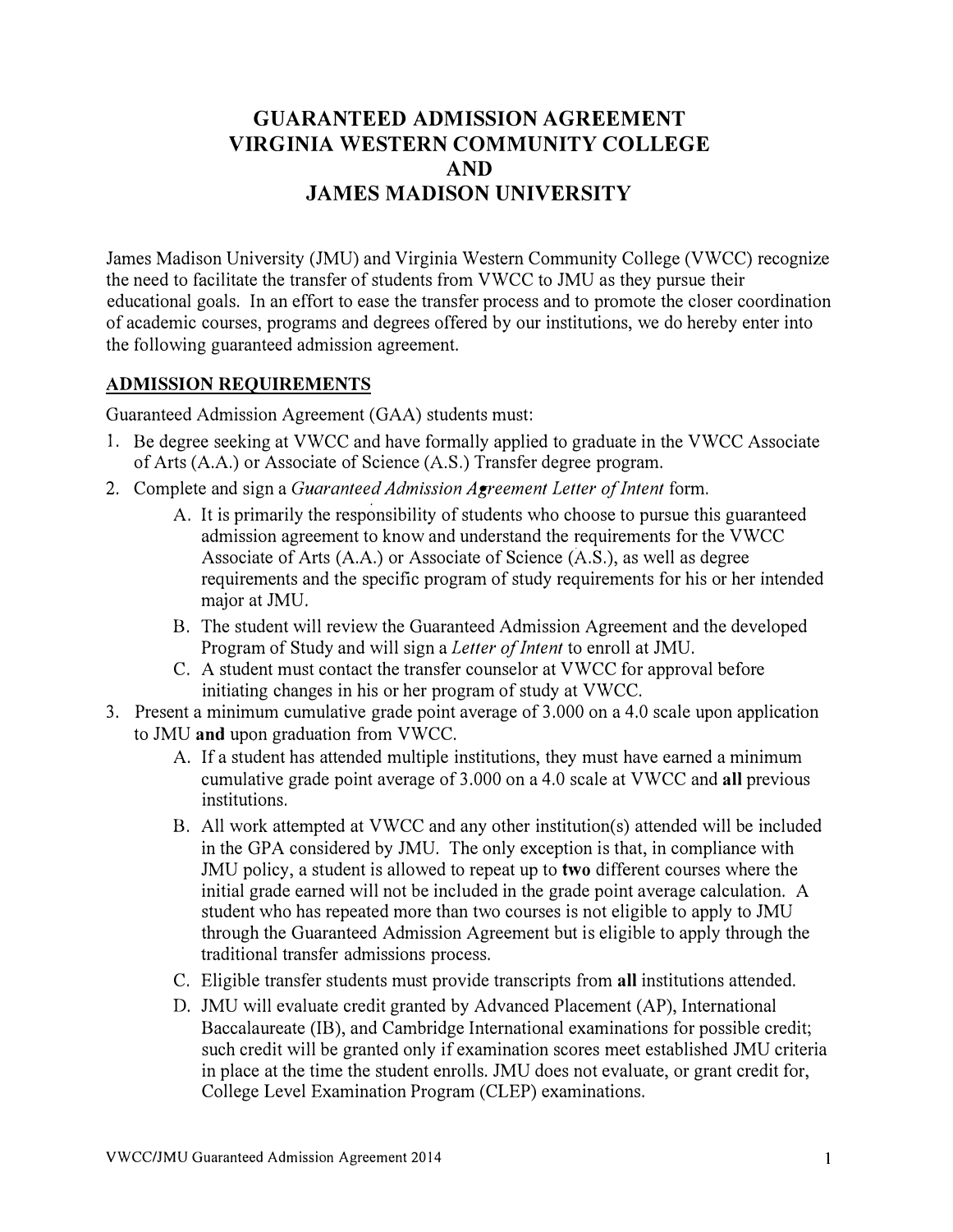# GUARANTEED ADMISSION AGREEMENT
# VIRGINIA WESTERN COMMUNITY COLLEGE
# AND
# JAMES MADISON UNIVERSITY

James Madison University (JMU) and Virginia Western Community College (VWCC) recognize the need to facilitate the transfer of students from VWCC to JMU as they pursue their educational goals. In an effort to ease the transfer process and to promote the closer coordination of academic courses, programs and degrees offered by our institutions, we do hereby enter into the following guaranteed admission agreement.

## ADMISSION REQUIREMENTS

Guaranteed Admission Agreement (GAA) students must:

1. Be degree seeking at VWCC and have formally applied to graduate in the VWCC Associate of Arts (A.A.) or Associate of Science (A.S.) Transfer degree program.
2. Complete and sign a *Guaranteed Admission Agreement Letter of Intent* form.
   - A. It is primarily the responsibility of students who choose to pursue this guaranteed admission agreement to know and understand the requirements for the VWCC Associate of Arts (A.A.) or Associate of Science (A.S.), as well as degree requirements and the specific program of study requirements for his or her intended major at JMU.
   - B. The student will review the Guaranteed Admission Agreement and the developed Program of Study and will sign a *Letter of Intent* to enroll at JMU.
   - C. A student must contact the transfer counselor at VWCC for approval before initiating changes in his or her program of study at VWCC.
3. Present a minimum cumulative grade point average of 3.000 on a 4.0 scale upon application to JMU **and** upon graduation from VWCC.
   - A. If a student has attended multiple institutions, they must have earned a minimum cumulative grade point average of 3.000 on a 4.0 scale at VWCC and **all** previous institutions.
   - B. All work attempted at VWCC and any other institution(s) attended will be included in the GPA considered by JMU. The only exception is that, in compliance with JMU policy, a student is allowed to repeat up to **two** different courses where the initial grade earned will not be included in the grade point average calculation. A student who has repeated more than two courses is not eligible to apply to JMU through the Guaranteed Admission Agreement but is eligible to apply through the traditional transfer admissions process.
   - C. Eligible transfer students must provide transcripts from **all** institutions attended.
   - D. JMU will evaluate credit granted by Advanced Placement (AP), International Baccalaureate (IB), and Cambridge International examinations for possible credit; such credit will be granted only if examination scores meet established JMU criteria in place at the time the student enrolls. JMU does not evaluate, or grant credit for, College Level Examination Program (CLEP) examinations.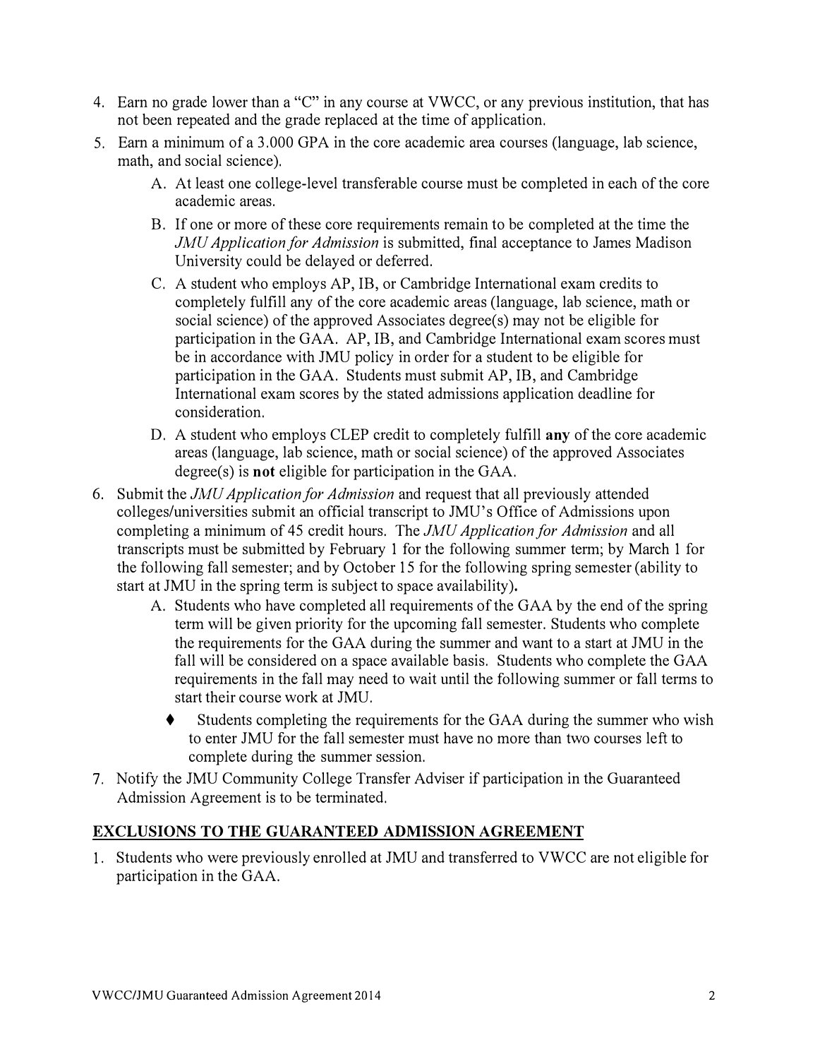4. Earn no grade lower than a "C" in any course at VWCC, or any previous institution, that has not been repeated and the grade replaced at the time of application.
5. Earn a minimum of a 3.000 GPA in the core academic area courses (language, lab science, math, and social science).
   - A. At least one college-level transferable course must be completed in each of the core academic areas.
   - B. If one or more of these core requirements remain to be completed at the time the *JMU Application for Admission* is submitted, final acceptance to James Madison University could be delayed or deferred.
   - C. A student who employs AP, IB, or Cambridge International exam credits to completely fulfill any of the core academic areas (language, lab science, math or social science) of the approved Associates degree(s) may not be eligible for participation in the GAA. AP, IB, and Cambridge International exam scores must be in accordance with JMU policy in order for a student to be eligible for participation in the GAA. Students must submit AP, IB, and Cambridge International exam scores by the stated admissions application deadline for consideration.
   - D. A student who employs CLEP credit to completely fulfill **any** of the core academic areas (language, lab science, math or social science) of the approved Associates degree(s) is **not** eligible for participation in the GAA.
6. Submit the *JMU Application for Admission* and request that all previously attended colleges/universities submit an official transcript to JMU's Office of Admissions upon completing a minimum of 45 credit hours. The *JMU Application for Admission* and all transcripts must be submitted by February 1 for the following summer term; by March 1 for the following fall semester; and by October 15 for the following spring semester (ability to start at JMU in the spring term is subject to space availability)**.**
   - A. Students who have completed all requirements of the GAA by the end of the spring term will be given priority for the upcoming fall semester. Students who complete the requirements for the GAA during the summer and want to a start at JMU in the fall will be considered on a space available basis. Students who complete the GAA requirements in the fall may need to wait until the following summer or fall terms to start their course work at JMU.
     - ♦ Students completing the requirements for the GAA during the summer who wish to enter JMU for the fall semester must have no more than two courses left to complete during the summer session.
7. Notify the JMU Community College Transfer Adviser if participation in the Guaranteed Admission Agreement is to be terminated.

## EXCLUSIONS TO THE GUARANTEED ADMISSION AGREEMENT

1. Students who were previously enrolled at JMU and transferred to VWCC are not eligible for participation in the GAA.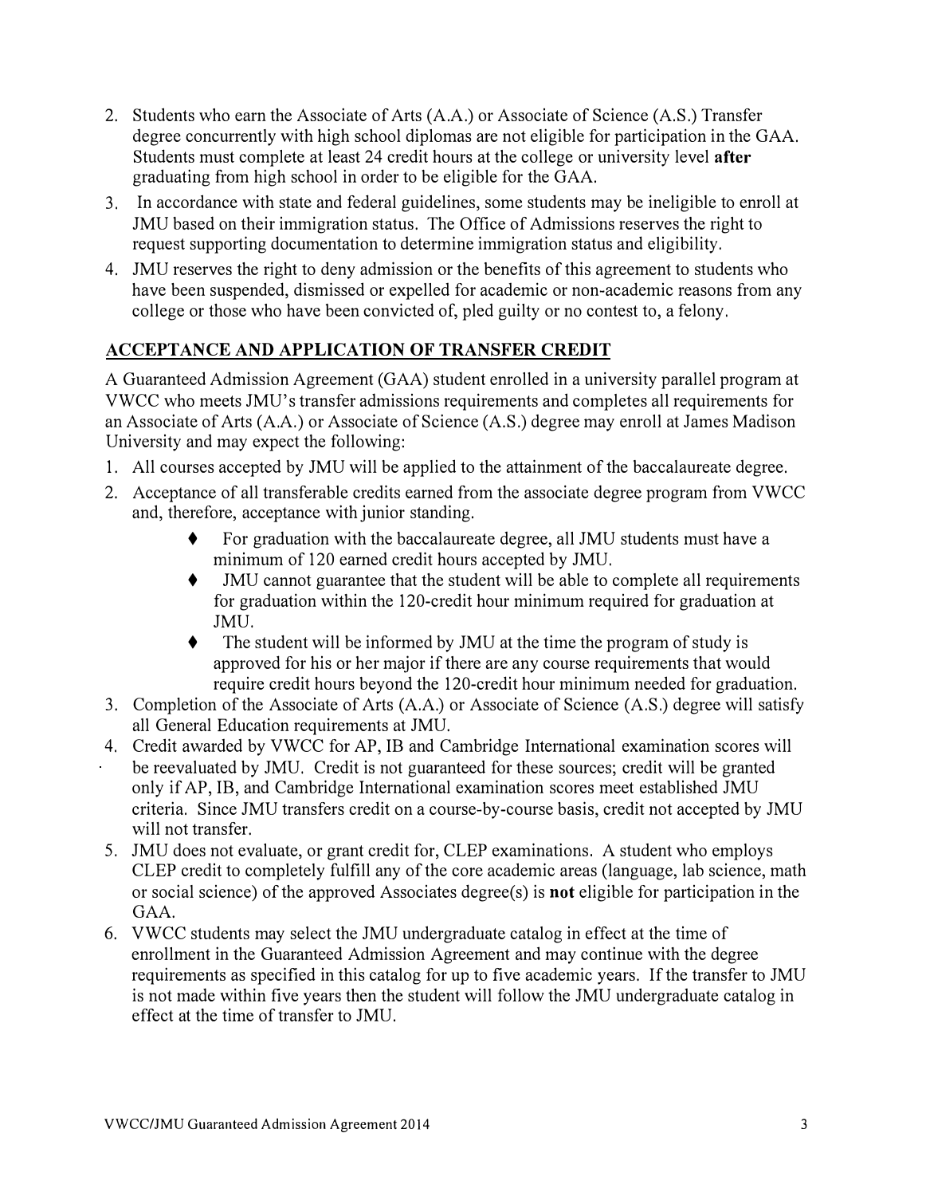2. Students who earn the Associate of Arts (A.A.) or Associate of Science (A.S.) Transfer degree concurrently with high school diplomas are not eligible for participation in the GAA. Students must complete at least 24 credit hours at the college or university level **after** graduating from high school in order to be eligible for the GAA.
3. In accordance with state and federal guidelines, some students may be ineligible to enroll at JMU based on their immigration status. The Office of Admissions reserves the right to request supporting documentation to determine immigration status and eligibility.
4. JMU reserves the right to deny admission or the benefits of this agreement to students who have been suspended, dismissed or expelled for academic or non-academic reasons from any college or those who have been convicted of, pled guilty or no contest to, a felony.

## ACCEPTANCE AND APPLICATION OF TRANSFER CREDIT

A Guaranteed Admission Agreement (GAA) student enrolled in a university parallel program at VWCC who meets JMU's transfer admissions requirements and completes all requirements for an Associate of Arts (A.A.) or Associate of Science (A.S.) degree may enroll at James Madison University and may expect the following:

1. All courses accepted by JMU will be applied to the attainment of the baccalaureate degree.
2. Acceptance of all transferable credits earned from the associate degree program from VWCC and, therefore, acceptance with junior standing.
    - For graduation with the baccalaureate degree, all JMU students must have a minimum of 120 earned credit hours accepted by JMU.
    - JMU cannot guarantee that the student will be able to complete all requirements for graduation within the 120-credit hour minimum required for graduation at JMU.
    - The student will be informed by JMU at the time the program of study is approved for his or her major if there are any course requirements that would require credit hours beyond the 120-credit hour minimum needed for graduation.
3. Completion of the Associate of Arts (A.A.) or Associate of Science (A.S.) degree will satisfy all General Education requirements at JMU.
4. Credit awarded by VWCC for AP, IB and Cambridge International examination scores will be reevaluated by JMU. Credit is not guaranteed for these sources; credit will be granted only if AP, IB, and Cambridge International examination scores meet established JMU criteria. Since JMU transfers credit on a course-by-course basis, credit not accepted by JMU will not transfer.
5. JMU does not evaluate, or grant credit for, CLEP examinations. A student who employs CLEP credit to completely fulfill any of the core academic areas (language, lab science, math or social science) of the approved Associates degree(s) is **not** eligible for participation in the GAA.
6. VWCC students may select the JMU undergraduate catalog in effect at the time of enrollment in the Guaranteed Admission Agreement and may continue with the degree requirements as specified in this catalog for up to five academic years. If the transfer to JMU is not made within five years then the student will follow the JMU undergraduate catalog in effect at the time of transfer to JMU.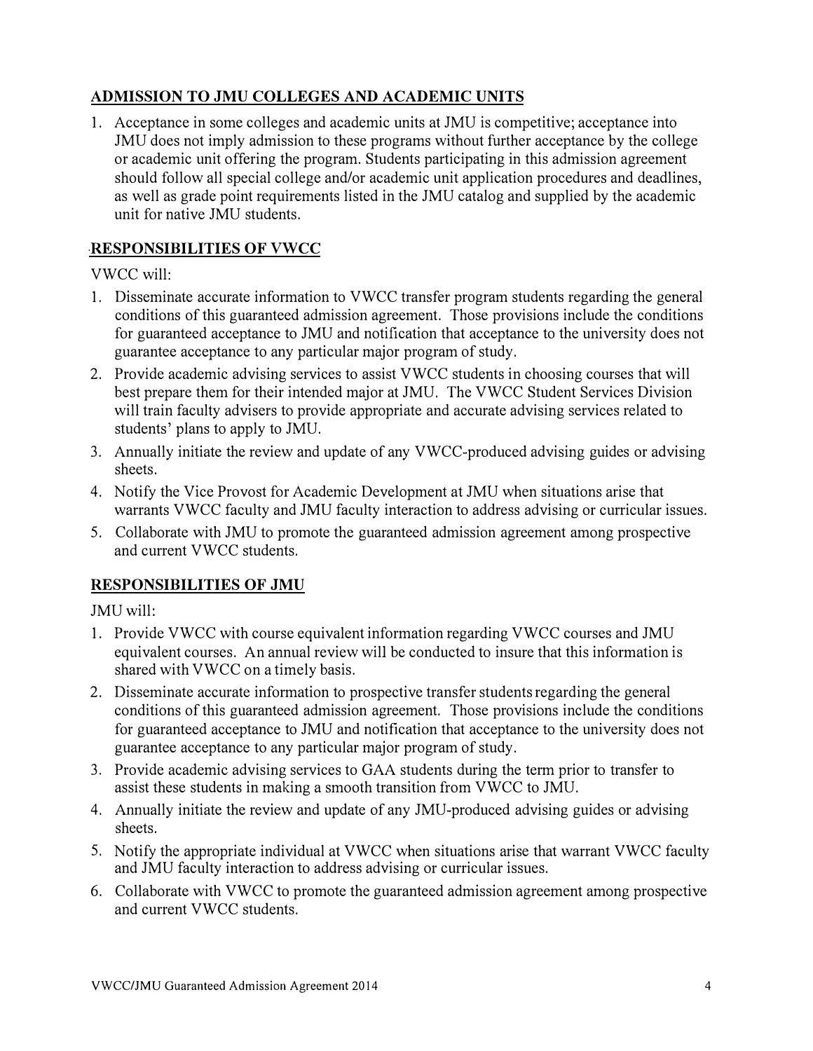## ADMISSION TO JMU COLLEGES AND ACADEMIC UNITS

1. Acceptance in some colleges and academic units at JMU is competitive; acceptance into JMU does not imply admission to these programs without further acceptance by the college or academic unit offering the program. Students participating in this admission agreement should follow all special college and/or academic unit application procedures and deadlines, as well as grade point requirements listed in the JMU catalog and supplied by the academic unit for native JMU students.

## RESPONSIBILITIES OF VWCC

VWCC will:

1. Disseminate accurate information to VWCC transfer program students regarding the general conditions of this guaranteed admission agreement. Those provisions include the conditions for guaranteed acceptance to JMU and notification that acceptance to the university does not guarantee acceptance to any particular major program of study.
2. Provide academic advising services to assist VWCC students in choosing courses that will best prepare them for their intended major at JMU. The VWCC Student Services Division will train faculty advisers to provide appropriate and accurate advising services related to students' plans to apply to JMU.
3. Annually initiate the review and update of any VWCC-produced advising guides or advising sheets.
4. Notify the Vice Provost for Academic Development at JMU when situations arise that warrants VWCC faculty and JMU faculty interaction to address advising or curricular issues.
5. Collaborate with JMU to promote the guaranteed admission agreement among prospective and current VWCC students.

## RESPONSIBILITIES OF JMU

JMU will:

1. Provide VWCC with course equivalent information regarding VWCC courses and JMU equivalent courses. An annual review will be conducted to insure that this information is shared with VWCC on a timely basis.
2. Disseminate accurate information to prospective transfer students regarding the general conditions of this guaranteed admission agreement. Those provisions include the conditions for guaranteed acceptance to JMU and notification that acceptance to the university does not guarantee acceptance to any particular major program of study.
3. Provide academic advising services to GAA students during the term prior to transfer to assist these students in making a smooth transition from VWCC to JMU.
4. Annually initiate the review and update of any JMU-produced advising guides or advising sheets.
5. Notify the appropriate individual at VWCC when situations arise that warrant VWCC faculty and JMU faculty interaction to address advising or curricular issues.
6. Collaborate with VWCC to promote the guaranteed admission agreement among prospective and current VWCC students.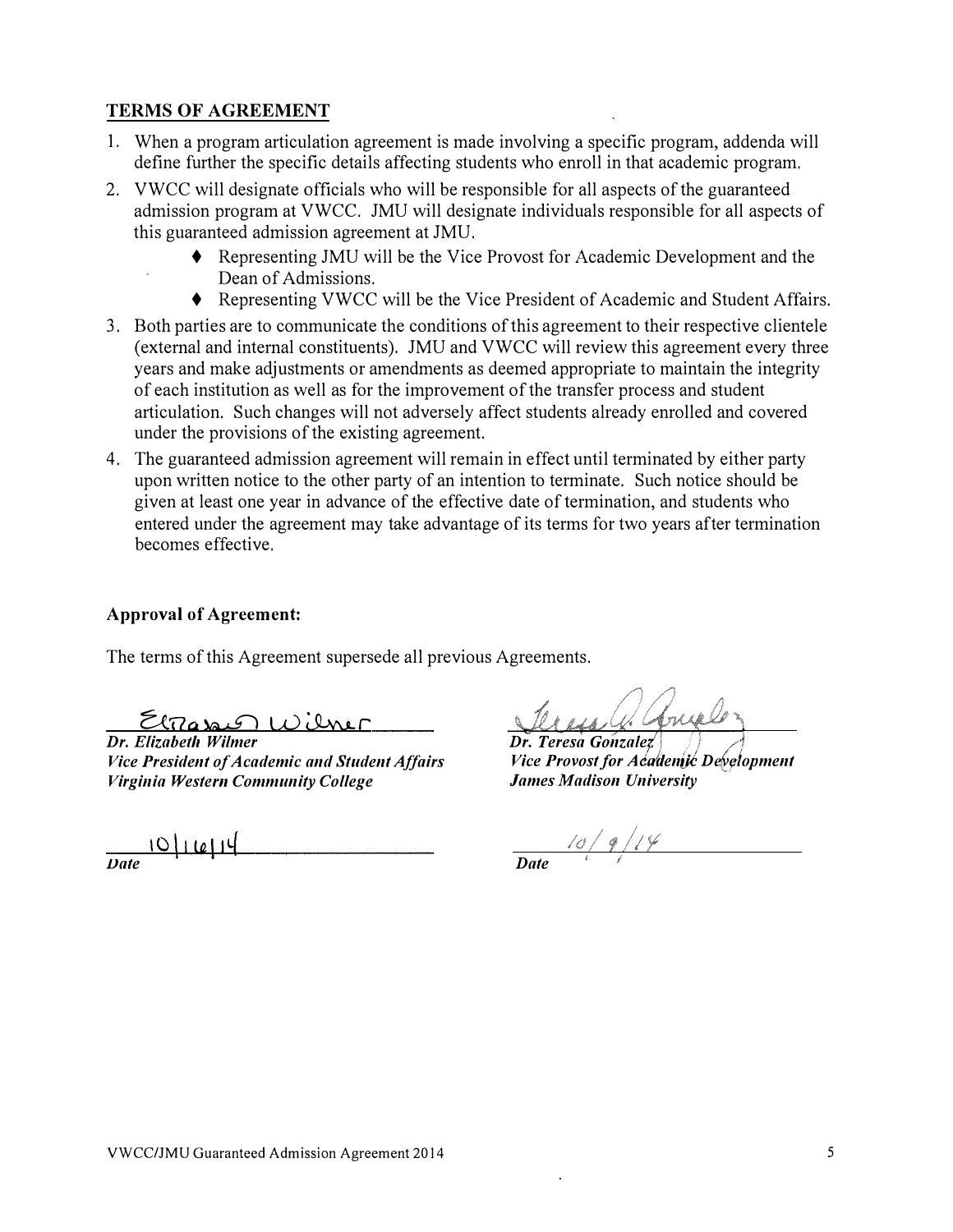**TERMS OF AGREEMENT**

1. When a program articulation agreement is made involving a specific program, addenda will define further the specific details affecting students who enroll in that academic program.
2. VWCC will designate officials who will be responsible for all aspects of the guaranteed admission program at VWCC. JMU will designate individuals responsible for all aspects of this guaranteed admission agreement at JMU.
   - Representing JMU will be the Vice Provost for Academic Development and the Dean of Admissions.
   - Representing VWCC will be the Vice President of Academic and Student Affairs.
3. Both parties are to communicate the conditions of this agreement to their respective clientele (external and internal constituents). JMU and VWCC will review this agreement every three years and make adjustments or amendments as deemed appropriate to maintain the integrity of each institution as well as for the improvement of the transfer process and student articulation. Such changes will not adversely affect students already enrolled and covered under the provisions of the existing agreement.
4. The guaranteed admission agreement will remain in effect until terminated by either party upon written notice to the other party of an intention to terminate. Such notice should be given at least one year in advance of the effective date of termination, and students who entered under the agreement may take advantage of its terms for two years after termination becomes effective.

**Approval of Agreement:**

The terms of this Agreement supersede all previous Agreements.

Elizabeth Wilmer
***Dr. Elizabeth Wilmer***
***Vice President of Academic and Student Affairs***
***Virginia Western Community College***

10/16/14
***Date***

Teresa A. Gonzalez
***Dr. Teresa Gonzalez***
***Vice Provost for Academic Development***
***James Madison University***

10/9/14
***Date***